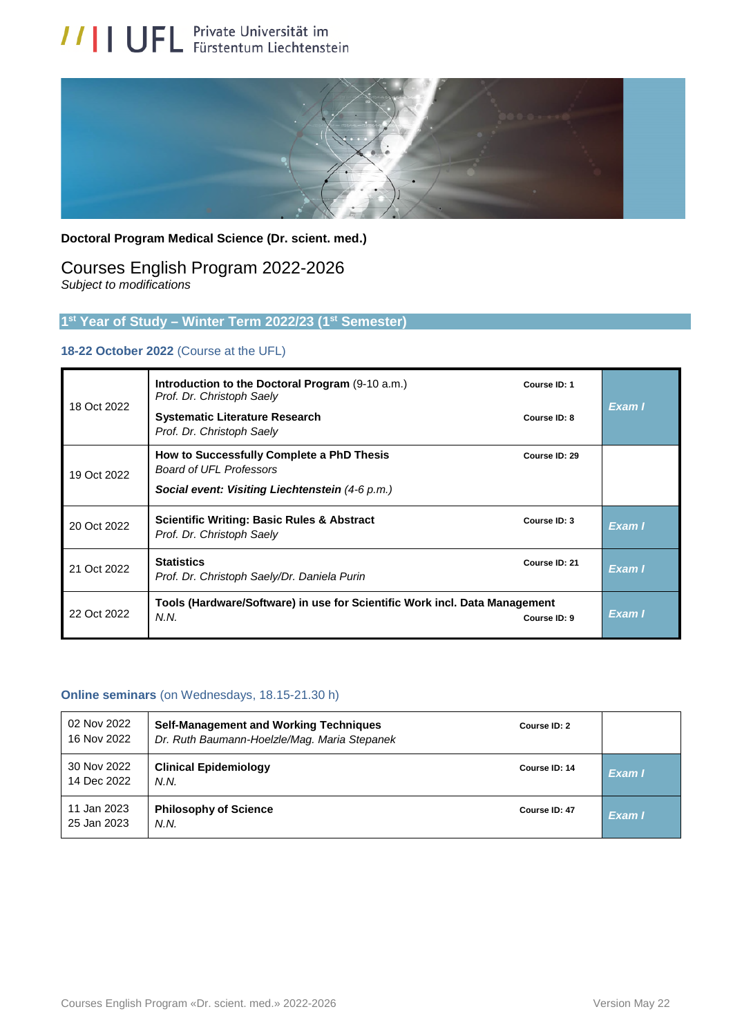# UFL Private Universität im Fürstentum Liechtenstein

**Doctoral Program Medical Science (Dr. scient. med.)**

## Courses English Program 2022-2026

*Subject to modifications*

### 1st Year of Study – Winter Term 2022/23 (1st Semester)

**18-22 October 2022** (Course at the UFL)

| Date | Course | Course ID | Exam |
|---|---|---|---|
| 18 Oct 2022 | **Introduction to the Doctoral Program** (9-10 a.m.)<br>*Prof. Dr. Christoph Saely*<br>**Systematic Literature Research**<br>*Prof. Dr. Christoph Saely* | **Course ID: 1**<br>**Course ID: 8** | *Exam I* |
| 19 Oct 2022 | **How to Successfully Complete a PhD Thesis**<br>*Board of UFL Professors*<br>***Social event: Visiting Liechtenstein*** *(4-6 p.m.)* | **Course ID: 29** | |
| 20 Oct 2022 | **Scientific Writing: Basic Rules & Abstract**<br>*Prof. Dr. Christoph Saely* | **Course ID: 3** | *Exam I* |
| 21 Oct 2022 | **Statistics**<br>*Prof. Dr. Christoph Saely/Dr. Daniela Purin* | **Course ID: 21** | *Exam I* |
| 22 Oct 2022 | **Tools (Hardware/Software) in use for Scientific Work incl. Data Management**<br>*N.N.* | **Course ID: 9** | *Exam I* |

**Online seminars** (on Wednesdays, 18.15-21.30 h)

| Date | Course | Course ID | Exam |
|---|---|---|---|
| 02 Nov 2022<br>16 Nov 2022 | **Self-Management and Working Techniques**<br>*Dr. Ruth Baumann-Hoelzle/Mag. Maria Stepanek* | **Course ID: 2** | |
| 30 Nov 2022<br>14 Dec 2022 | **Clinical Epidemiology**<br>*N.N.* | **Course ID: 14** | *Exam I* |
| 11 Jan 2023<br>25 Jan 2023 | **Philosophy of Science**<br>*N.N.* | **Course ID: 47** | *Exam I* |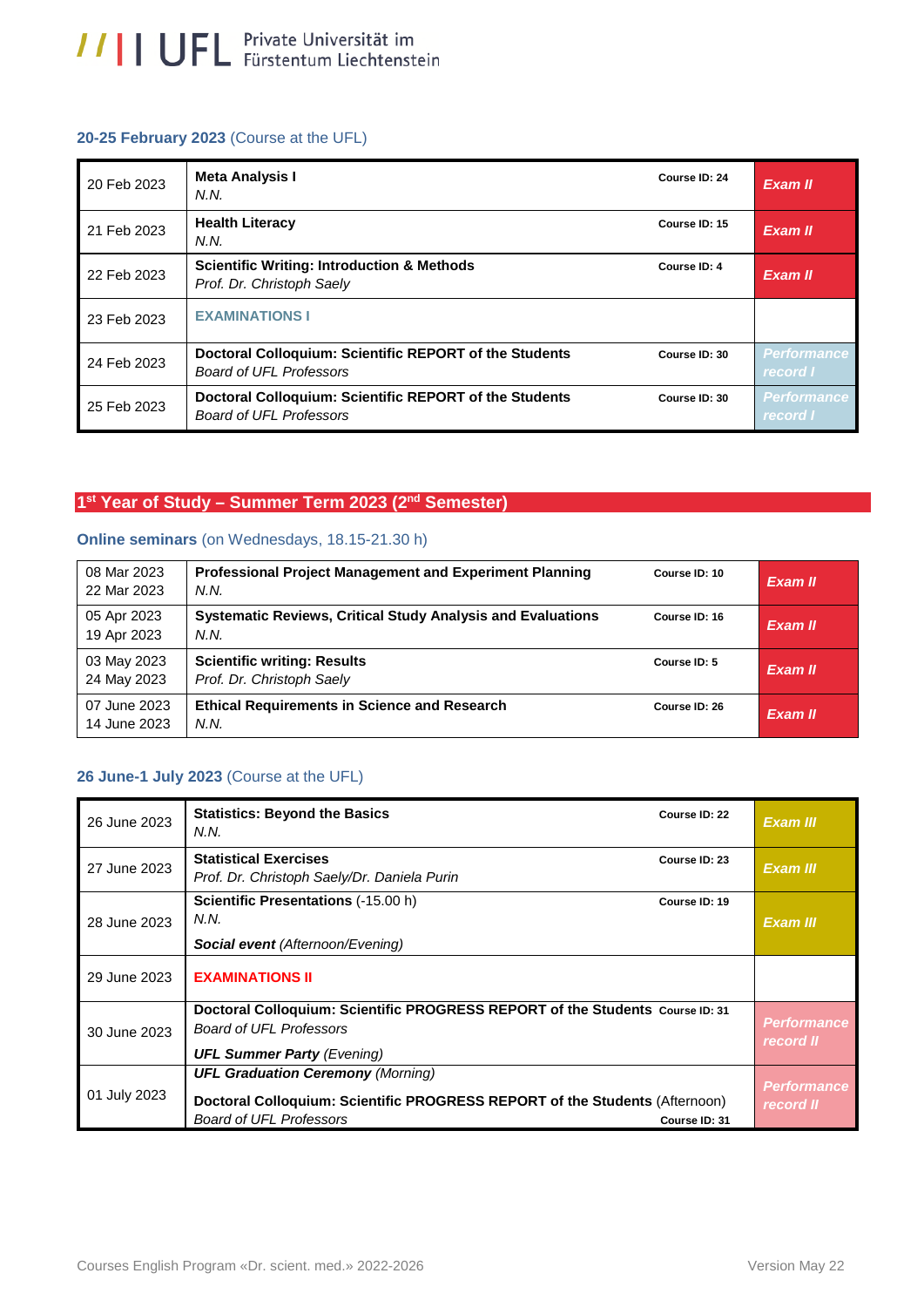### 20-25 February 2023 (Course at the UFL)

| Date | Course | Course ID | Exam |
|---|---|---|---|
| 20 Feb 2023 | **Meta Analysis I**<br>*N.N.* | Course ID: 24 | *Exam II* |
| 21 Feb 2023 | **Health Literacy**<br>*N.N.* | Course ID: 15 | *Exam II* |
| 22 Feb 2023 | **Scientific Writing: Introduction & Methods**<br>*Prof. Dr. Christoph Saely* | Course ID: 4 | *Exam II* |
| 23 Feb 2023 | **EXAMINATIONS I** | | |
| 24 Feb 2023 | **Doctoral Colloquium: Scientific REPORT of the Students**<br>*Board of UFL Professors* | Course ID: 30 | *Performance record I* |
| 25 Feb 2023 | **Doctoral Colloquium: Scientific REPORT of the Students**<br>*Board of UFL Professors* | Course ID: 30 | *Performance record I* |

## 1st Year of Study – Summer Term 2023 (2nd Semester)

### Online seminars (on Wednesdays, 18.15-21.30 h)

| Date | Course | Course ID | Exam |
|---|---|---|---|
| 08 Mar 2023<br>22 Mar 2023 | **Professional Project Management and Experiment Planning**<br>*N.N.* | Course ID: 10 | *Exam II* |
| 05 Apr 2023<br>19 Apr 2023 | **Systematic Reviews, Critical Study Analysis and Evaluations**<br>*N.N.* | Course ID: 16 | *Exam II* |
| 03 May 2023<br>24 May 2023 | **Scientific writing: Results**<br>*Prof. Dr. Christoph Saely* | Course ID: 5 | *Exam II* |
| 07 June 2023<br>14 June 2023 | **Ethical Requirements in Science and Research**<br>*N.N.* | Course ID: 26 | *Exam II* |

### 26 June-1 July 2023 (Course at the UFL)

| Date | Course | Course ID | Exam |
|---|---|---|---|
| 26 June 2023 | **Statistics: Beyond the Basics**<br>*N.N.* | Course ID: 22 | *Exam III* |
| 27 June 2023 | **Statistical Exercises**<br>*Prof. Dr. Christoph Saely/Dr. Daniela Purin* | Course ID: 23 | *Exam III* |
| 28 June 2023 | **Scientific Presentations** (-15.00 h)<br>*N.N.*<br>***Social event*** *(Afternoon/Evening)* | Course ID: 19 | *Exam III* |
| 29 June 2023 | **EXAMINATIONS II** | | |
| 30 June 2023 | **Doctoral Colloquium: Scientific PROGRESS REPORT of the Students**<br>*Board of UFL Professors*<br>***UFL Summer Party*** *(Evening)* | Course ID: 31 | *Performance record II* |
| 01 July 2023 | ***UFL Graduation Ceremony*** *(Morning)*<br>**Doctoral Colloquium: Scientific PROGRESS REPORT of the Students** (Afternoon)<br>*Board of UFL Professors* | Course ID: 31 | *Performance record II* |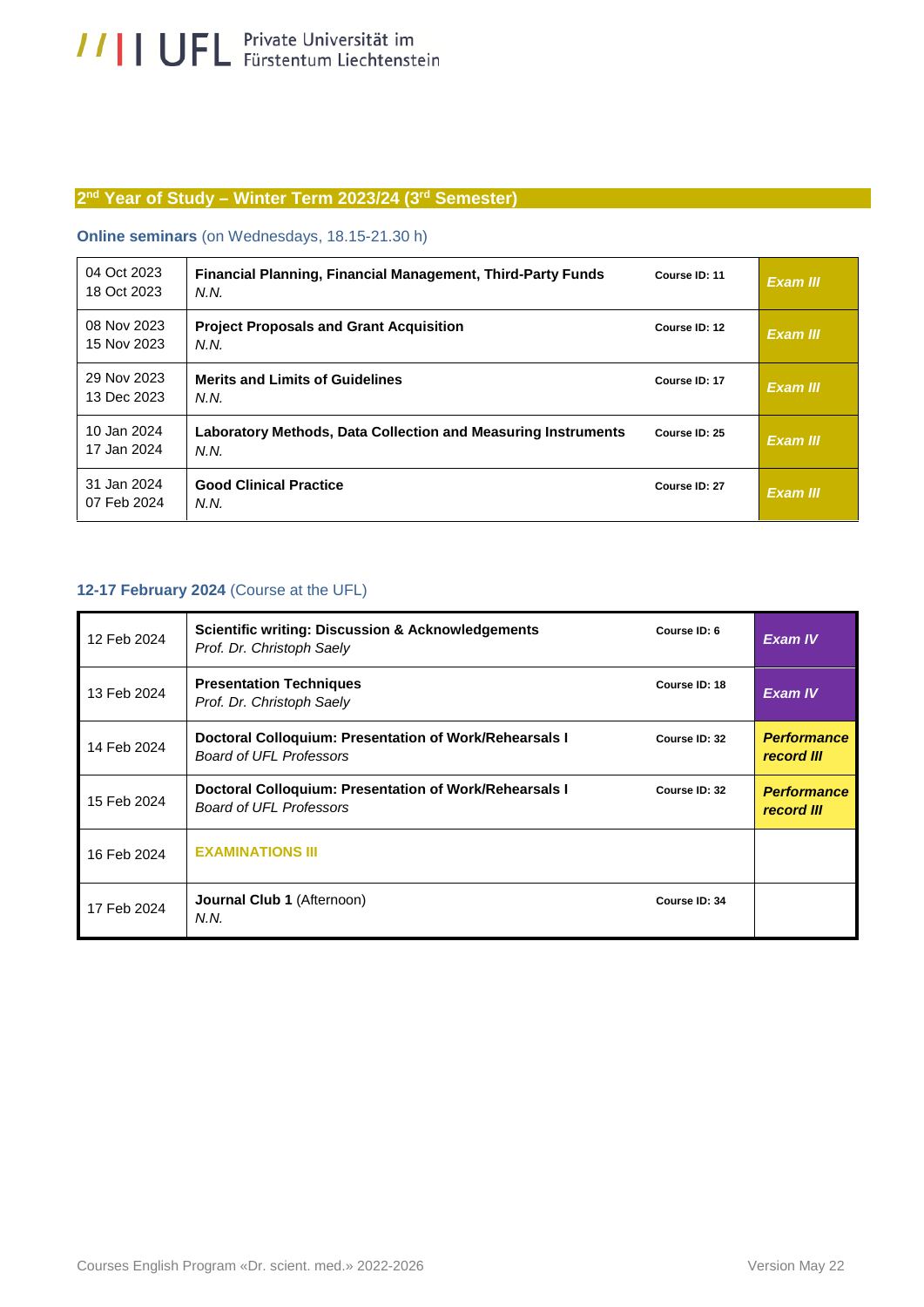## 2nd Year of Study – Winter Term 2023/24 (3rd Semester)

**Online seminars** (on Wednesdays, 18.15-21.30 h)

| Date | Course | Course ID | Exam |
|---|---|---|---|
| 04 Oct 2023<br>18 Oct 2023 | **Financial Planning, Financial Management, Third-Party Funds**<br>*N.N.* | Course ID: 11 | *Exam III* |
| 08 Nov 2023<br>15 Nov 2023 | **Project Proposals and Grant Acquisition**<br>*N.N.* | Course ID: 12 | *Exam III* |
| 29 Nov 2023<br>13 Dec 2023 | **Merits and Limits of Guidelines**<br>*N.N.* | Course ID: 17 | *Exam III* |
| 10 Jan 2024<br>17 Jan 2024 | **Laboratory Methods, Data Collection and Measuring Instruments**<br>*N.N.* | Course ID: 25 | *Exam III* |
| 31 Jan 2024<br>07 Feb 2024 | **Good Clinical Practice**<br>*N.N.* | Course ID: 27 | *Exam III* |

**12-17 February 2024** (Course at the UFL)

| Date | Course | Course ID | Exam |
|---|---|---|---|
| 12 Feb 2024 | **Scientific writing: Discussion & Acknowledgements**<br>*Prof. Dr. Christoph Saely* | Course ID: 6 | *Exam IV* |
| 13 Feb 2024 | **Presentation Techniques**<br>*Prof. Dr. Christoph Saely* | Course ID: 18 | *Exam IV* |
| 14 Feb 2024 | **Doctoral Colloquium: Presentation of Work/Rehearsals I**<br>*Board of UFL Professors* | Course ID: 32 | *Performance record III* |
| 15 Feb 2024 | **Doctoral Colloquium: Presentation of Work/Rehearsals I**<br>*Board of UFL Professors* | Course ID: 32 | *Performance record III* |
| 16 Feb 2024 | **EXAMINATIONS III** | | |
| 17 Feb 2024 | **Journal Club 1** (Afternoon)<br>*N.N.* | Course ID: 34 | |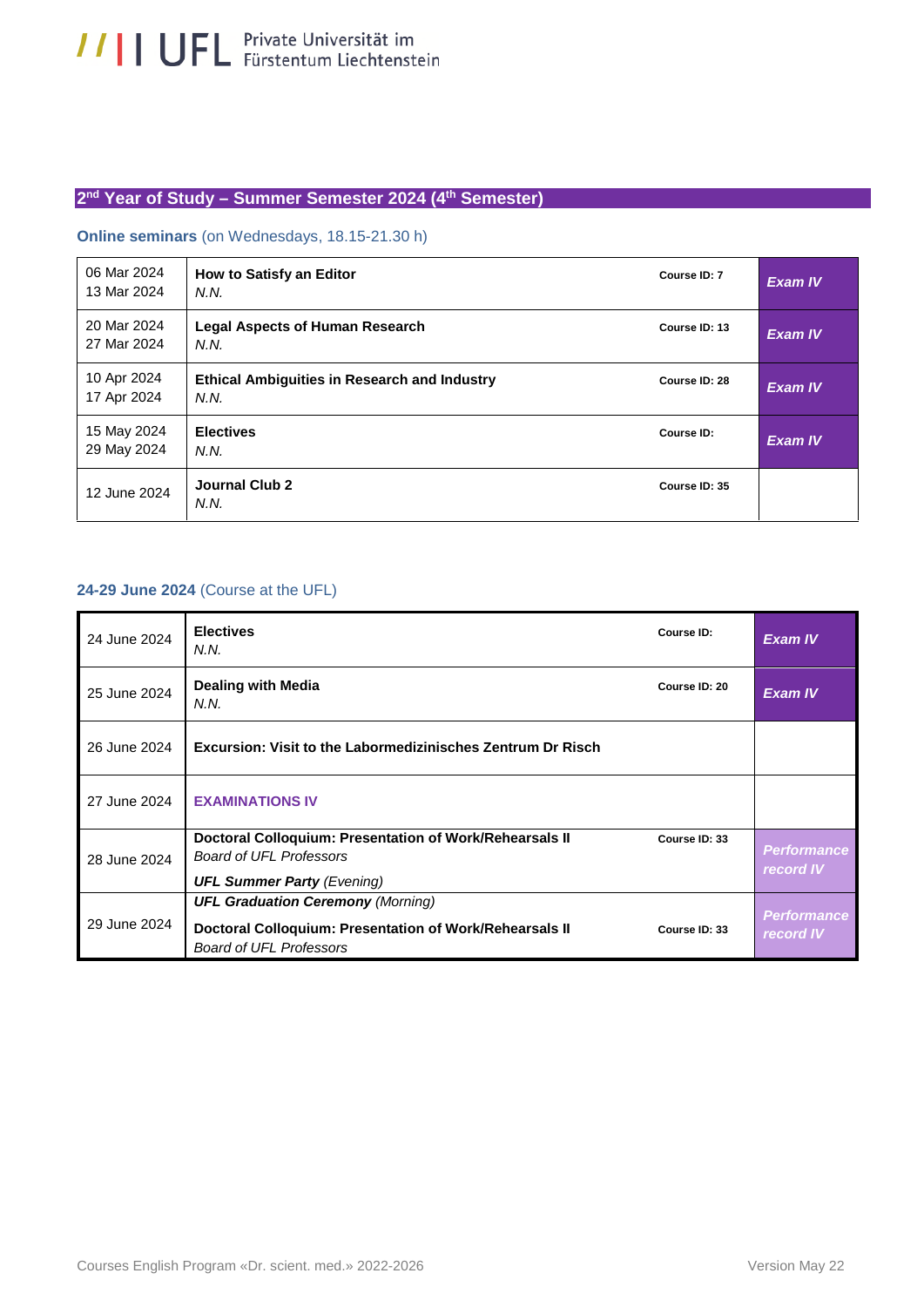## 2nd Year of Study – Summer Semester 2024 (4th Semester)

**Online seminars** (on Wednesdays, 18.15-21.30 h)

| | | | |
|---|---|---|---|
| 06 Mar 2024<br>13 Mar 2024 | **How to Satisfy an Editor**<br>*N.N.* | **Course ID: 7** | ***Exam IV*** |
| 20 Mar 2024<br>27 Mar 2024 | **Legal Aspects of Human Research**<br>*N.N.* | **Course ID: 13** | ***Exam IV*** |
| 10 Apr 2024<br>17 Apr 2024 | **Ethical Ambiguities in Research and Industry**<br>*N.N.* | **Course ID: 28** | ***Exam IV*** |
| 15 May 2024<br>29 May 2024 | **Electives**<br>*N.N.* | **Course ID:** | ***Exam IV*** |
| 12 June 2024 | **Journal Club 2**<br>*N.N.* | **Course ID: 35** | |

**24-29 June 2024** (Course at the UFL)

| | | | |
|---|---|---|---|
| 24 June 2024 | **Electives**<br>*N.N.* | **Course ID:** | ***Exam IV*** |
| 25 June 2024 | **Dealing with Media**<br>*N.N.* | **Course ID: 20** | ***Exam IV*** |
| 26 June 2024 | **Excursion: Visit to the Labormedizinisches Zentrum Dr Risch** | | |
| 27 June 2024 | **EXAMINATIONS IV** | | |
| 28 June 2024 | **Doctoral Colloquium: Presentation of Work/Rehearsals II**<br>*Board of UFL Professors*<br>***UFL Summer Party*** *(Evening)* | **Course ID: 33** | ***Performance record IV*** |
| 29 June 2024 | ***UFL Graduation Ceremony*** *(Morning)*<br>**Doctoral Colloquium: Presentation of Work/Rehearsals II**<br>*Board of UFL Professors* | **Course ID: 33** | ***Performance record IV*** |